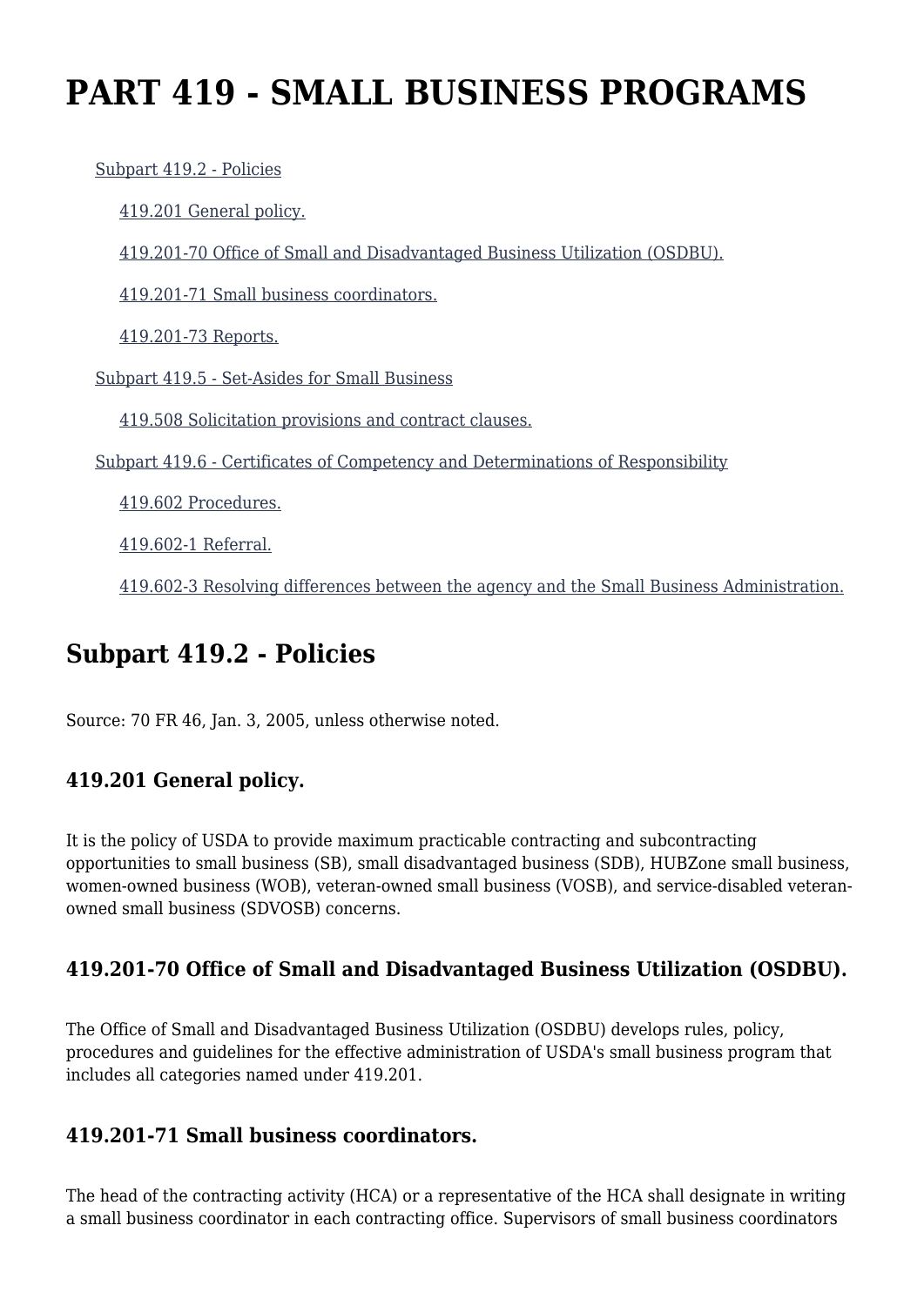# PART 419 - SMALL BUSINESS PROGRAMS

- Subpart 419.2 - Policies
  - 419.201 General policy.
  - 419.201-70 Office of Small and Disadvantaged Business Utilization (OSDBU).
  - 419.201-71 Small business coordinators.
  - 419.201-73 Reports.
- Subpart 419.5 - Set-Asides for Small Business
  - 419.508 Solicitation provisions and contract clauses.
- Subpart 419.6 - Certificates of Competency and Determinations of Responsibility
  - 419.602 Procedures.
  - 419.602-1 Referral.
  - 419.602-3 Resolving differences between the agency and the Small Business Administration.

## Subpart 419.2 - Policies

Source: 70 FR 46, Jan. 3, 2005, unless otherwise noted.

### 419.201 General policy.

It is the policy of USDA to provide maximum practicable contracting and subcontracting opportunities to small business (SB), small disadvantaged business (SDB), HUBZone small business, women-owned business (WOB), veteran-owned small business (VOSB), and service-disabled veteran-owned small business (SDVOSB) concerns.

### 419.201-70 Office of Small and Disadvantaged Business Utilization (OSDBU).

The Office of Small and Disadvantaged Business Utilization (OSDBU) develops rules, policy, procedures and guidelines for the effective administration of USDA's small business program that includes all categories named under 419.201.

### 419.201-71 Small business coordinators.

The head of the contracting activity (HCA) or a representative of the HCA shall designate in writing a small business coordinator in each contracting office. Supervisors of small business coordinators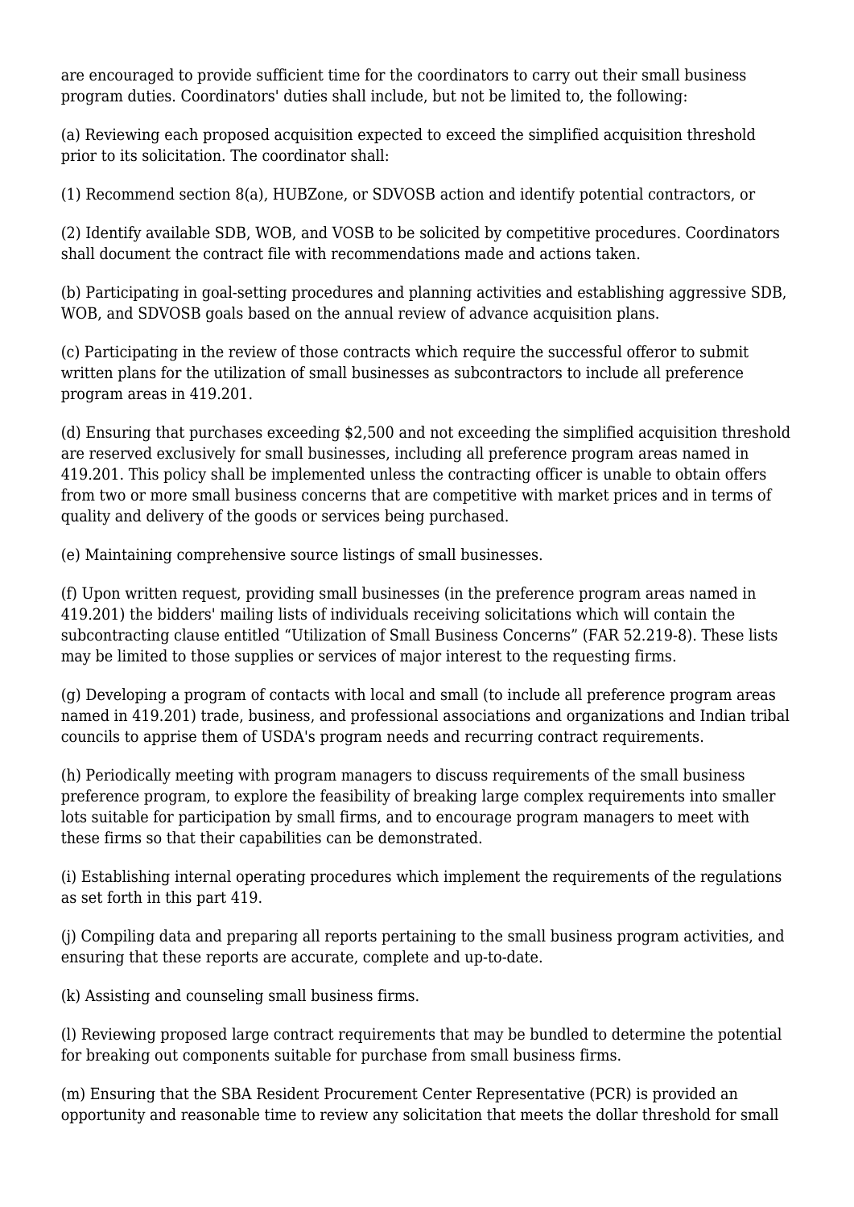are encouraged to provide sufficient time for the coordinators to carry out their small business program duties. Coordinators' duties shall include, but not be limited to, the following:

(a) Reviewing each proposed acquisition expected to exceed the simplified acquisition threshold prior to its solicitation. The coordinator shall:

(1) Recommend section 8(a), HUBZone, or SDVOSB action and identify potential contractors, or

(2) Identify available SDB, WOB, and VOSB to be solicited by competitive procedures. Coordinators shall document the contract file with recommendations made and actions taken.

(b) Participating in goal-setting procedures and planning activities and establishing aggressive SDB, WOB, and SDVOSB goals based on the annual review of advance acquisition plans.

(c) Participating in the review of those contracts which require the successful offeror to submit written plans for the utilization of small businesses as subcontractors to include all preference program areas in 419.201.

(d) Ensuring that purchases exceeding $2,500 and not exceeding the simplified acquisition threshold are reserved exclusively for small businesses, including all preference program areas named in 419.201. This policy shall be implemented unless the contracting officer is unable to obtain offers from two or more small business concerns that are competitive with market prices and in terms of quality and delivery of the goods or services being purchased.

(e) Maintaining comprehensive source listings of small businesses.

(f) Upon written request, providing small businesses (in the preference program areas named in 419.201) the bidders' mailing lists of individuals receiving solicitations which will contain the subcontracting clause entitled "Utilization of Small Business Concerns" (FAR 52.219-8). These lists may be limited to those supplies or services of major interest to the requesting firms.

(g) Developing a program of contacts with local and small (to include all preference program areas named in 419.201) trade, business, and professional associations and organizations and Indian tribal councils to apprise them of USDA's program needs and recurring contract requirements.

(h) Periodically meeting with program managers to discuss requirements of the small business preference program, to explore the feasibility of breaking large complex requirements into smaller lots suitable for participation by small firms, and to encourage program managers to meet with these firms so that their capabilities can be demonstrated.

(i) Establishing internal operating procedures which implement the requirements of the regulations as set forth in this part 419.

(j) Compiling data and preparing all reports pertaining to the small business program activities, and ensuring that these reports are accurate, complete and up-to-date.

(k) Assisting and counseling small business firms.

(l) Reviewing proposed large contract requirements that may be bundled to determine the potential for breaking out components suitable for purchase from small business firms.

(m) Ensuring that the SBA Resident Procurement Center Representative (PCR) is provided an opportunity and reasonable time to review any solicitation that meets the dollar threshold for small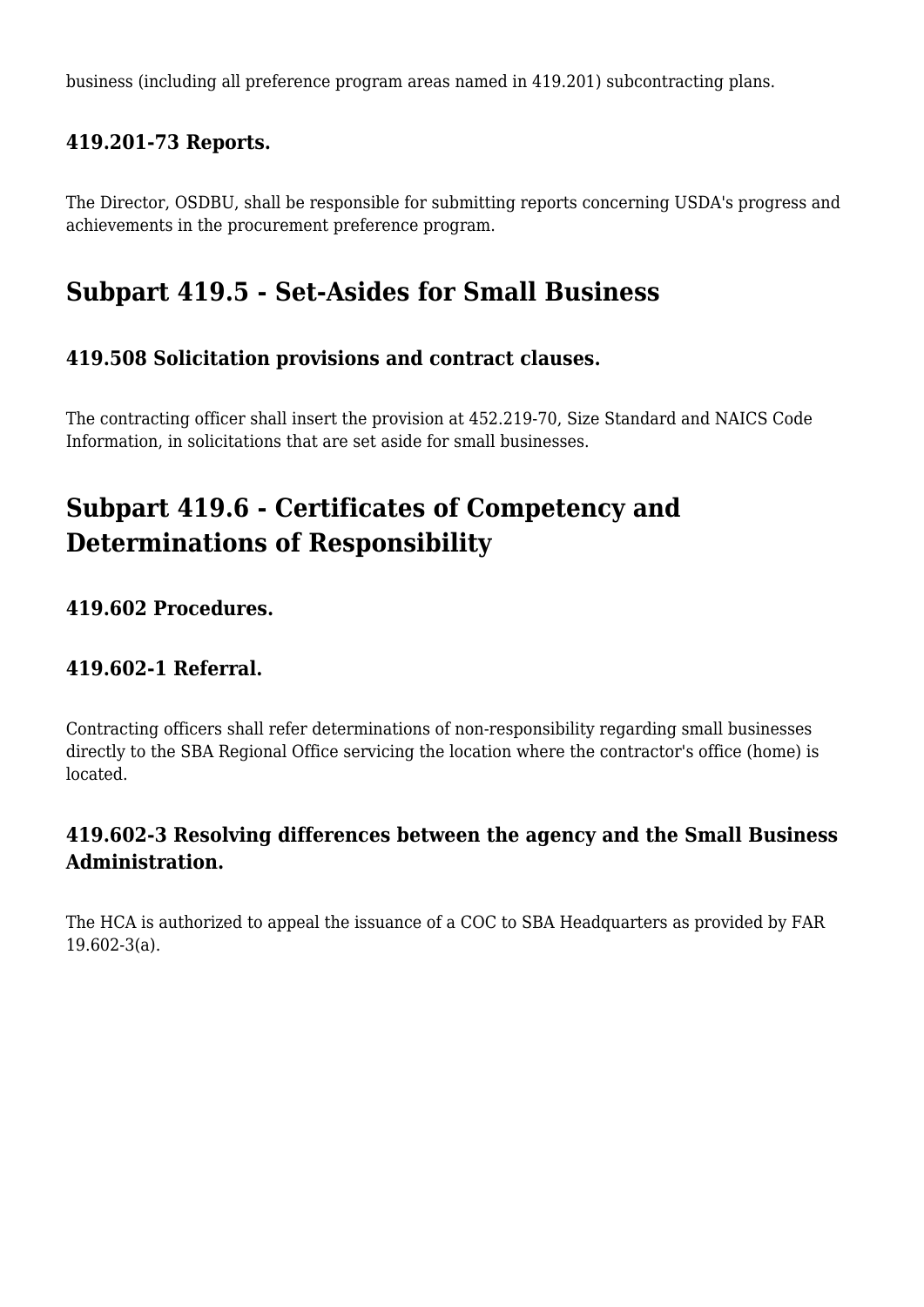business (including all preference program areas named in 419.201) subcontracting plans.

### 419.201-73 Reports.

The Director, OSDBU, shall be responsible for submitting reports concerning USDA's progress and achievements in the procurement preference program.

## Subpart 419.5 - Set-Asides for Small Business

### 419.508 Solicitation provisions and contract clauses.

The contracting officer shall insert the provision at 452.219-70, Size Standard and NAICS Code Information, in solicitations that are set aside for small businesses.

## Subpart 419.6 - Certificates of Competency and Determinations of Responsibility

### 419.602 Procedures.

### 419.602-1 Referral.

Contracting officers shall refer determinations of non-responsibility regarding small businesses directly to the SBA Regional Office servicing the location where the contractor's office (home) is located.

### 419.602-3 Resolving differences between the agency and the Small Business Administration.

The HCA is authorized to appeal the issuance of a COC to SBA Headquarters as provided by FAR 19.602-3(a).